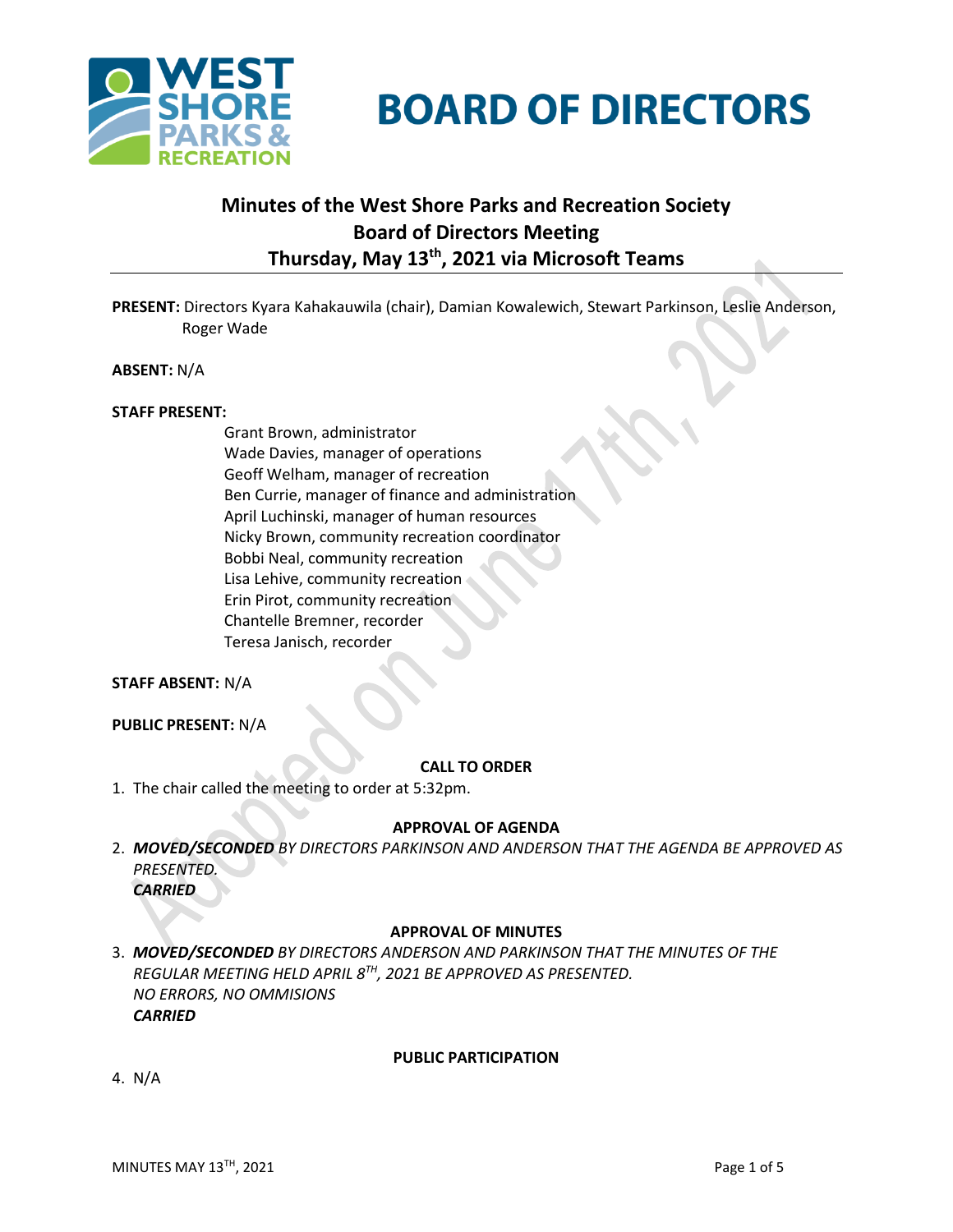# BOARD OF DIRECTORS

## Minutes of the West Shore Parks and Recreation Society Board of Directors Meeting Thursday, May 13th, 2021 via Microsoft Teams

**PRESENT:** Directors Kyara Kahakauwila (chair), Damian Kowalewich, Stewart Parkinson, Leslie Anderson, Roger Wade

**ABSENT:** N/A

**STAFF PRESENT:**

Grant Brown, administrator
Wade Davies, manager of operations
Geoff Welham, manager of recreation
Ben Currie, manager of finance and administration
April Luchinski, manager of human resources
Nicky Brown, community recreation coordinator
Bobbi Neal, community recreation
Lisa Lehive, community recreation
Erin Pirot, community recreation
Chantelle Bremner, recorder
Teresa Janisch, recorder

**STAFF ABSENT:** N/A

**PUBLIC PRESENT:** N/A

**CALL TO ORDER**

1. The chair called the meeting to order at 5:32pm.

**APPROVAL OF AGENDA**

2. ***MOVED/SECONDED*** *BY DIRECTORS PARKINSON AND ANDERSON THAT THE AGENDA BE APPROVED AS PRESENTED.*
   ***CARRIED***

**APPROVAL OF MINUTES**

3. ***MOVED/SECONDED*** *BY DIRECTORS ANDERSON AND PARKINSON THAT THE MINUTES OF THE REGULAR MEETING HELD APRIL 8TH, 2021 BE APPROVED AS PRESENTED.*
   *NO ERRORS, NO OMMISIONS*
   ***CARRIED***

**PUBLIC PARTICIPATION**

4. N/A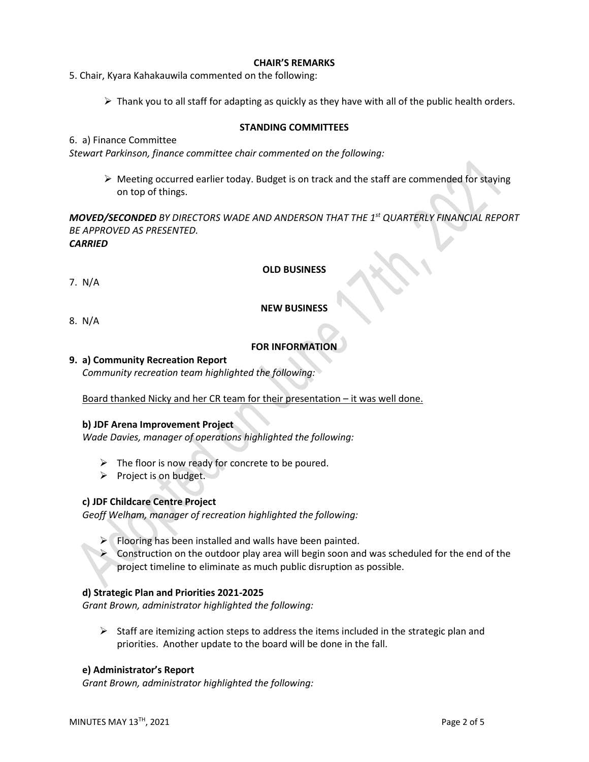## CHAIR'S REMARKS

5. Chair, Kyara Kahakauwila commented on the following:

- Thank you to all staff for adapting as quickly as they have with all of the public health orders.

## STANDING COMMITTEES

6. a) Finance Committee

*Stewart Parkinson, finance committee chair commented on the following:*

- Meeting occurred earlier today. Budget is on track and the staff are commended for staying on top of things.

***MOVED/SECONDED** BY DIRECTORS WADE AND ANDERSON THAT THE 1st QUARTERLY FINANCIAL REPORT BE APPROVED AS PRESENTED.*
***CARRIED***

## OLD BUSINESS

7. N/A

## NEW BUSINESS

8. N/A

## FOR INFORMATION

**9. a) Community Recreation Report**

*Community recreation team highlighted the following:*

<u>Board thanked Nicky and her CR team for their presentation – it was well done.</u>

**b) JDF Arena Improvement Project**

*Wade Davies, manager of operations highlighted the following:*

- The floor is now ready for concrete to be poured.
- Project is on budget.

**c) JDF Childcare Centre Project**

*Geoff Welham, manager of recreation highlighted the following:*

- Flooring has been installed and walls have been painted.
- Construction on the outdoor play area will begin soon and was scheduled for the end of the project timeline to eliminate as much public disruption as possible.

**d) Strategic Plan and Priorities 2021-2025**

*Grant Brown, administrator highlighted the following:*

- Staff are itemizing action steps to address the items included in the strategic plan and priorities. Another update to the board will be done in the fall.

**e) Administrator's Report**

*Grant Brown, administrator highlighted the following:*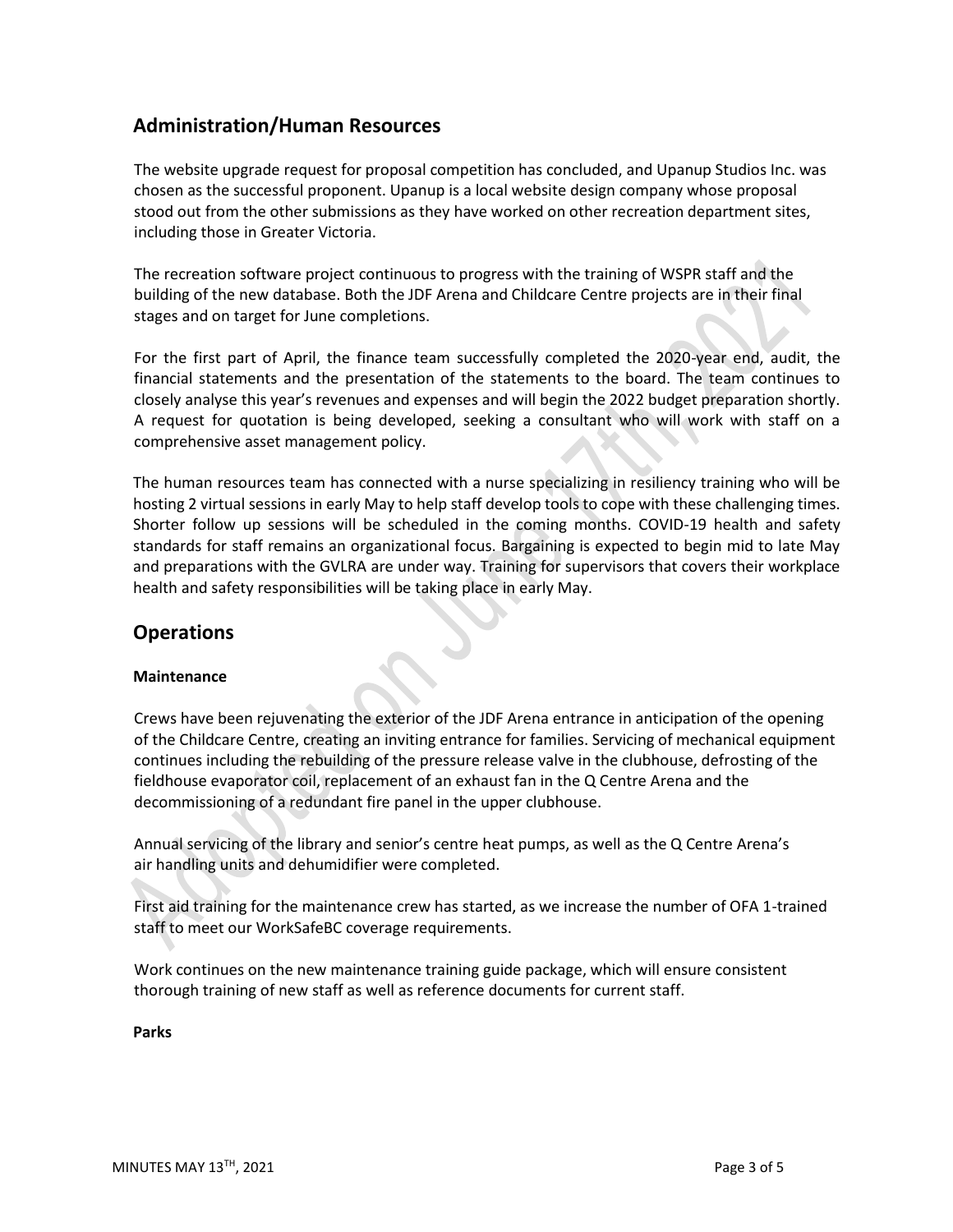## Administration/Human Resources

The website upgrade request for proposal competition has concluded, and Upanup Studios Inc. was chosen as the successful proponent. Upanup is a local website design company whose proposal stood out from the other submissions as they have worked on other recreation department sites, including those in Greater Victoria.

The recreation software project continuous to progress with the training of WSPR staff and the building of the new database. Both the JDF Arena and Childcare Centre projects are in their final stages and on target for June completions.

For the first part of April, the finance team successfully completed the 2020-year end, audit, the financial statements and the presentation of the statements to the board. The team continues to closely analyse this year's revenues and expenses and will begin the 2022 budget preparation shortly. A request for quotation is being developed, seeking a consultant who will work with staff on a comprehensive asset management policy.

The human resources team has connected with a nurse specializing in resiliency training who will be hosting 2 virtual sessions in early May to help staff develop tools to cope with these challenging times. Shorter follow up sessions will be scheduled in the coming months. COVID-19 health and safety standards for staff remains an organizational focus. Bargaining is expected to begin mid to late May and preparations with the GVLRA are under way. Training for supervisors that covers their workplace health and safety responsibilities will be taking place in early May.

## Operations

**Maintenance**

Crews have been rejuvenating the exterior of the JDF Arena entrance in anticipation of the opening of the Childcare Centre, creating an inviting entrance for families. Servicing of mechanical equipment continues including the rebuilding of the pressure release valve in the clubhouse, defrosting of the fieldhouse evaporator coil, replacement of an exhaust fan in the Q Centre Arena and the decommissioning of a redundant fire panel in the upper clubhouse.

Annual servicing of the library and senior's centre heat pumps, as well as the Q Centre Arena's air handling units and dehumidifier were completed.

First aid training for the maintenance crew has started, as we increase the number of OFA 1-trained staff to meet our WorkSafeBC coverage requirements.

Work continues on the new maintenance training guide package, which will ensure consistent thorough training of new staff as well as reference documents for current staff.

**Parks**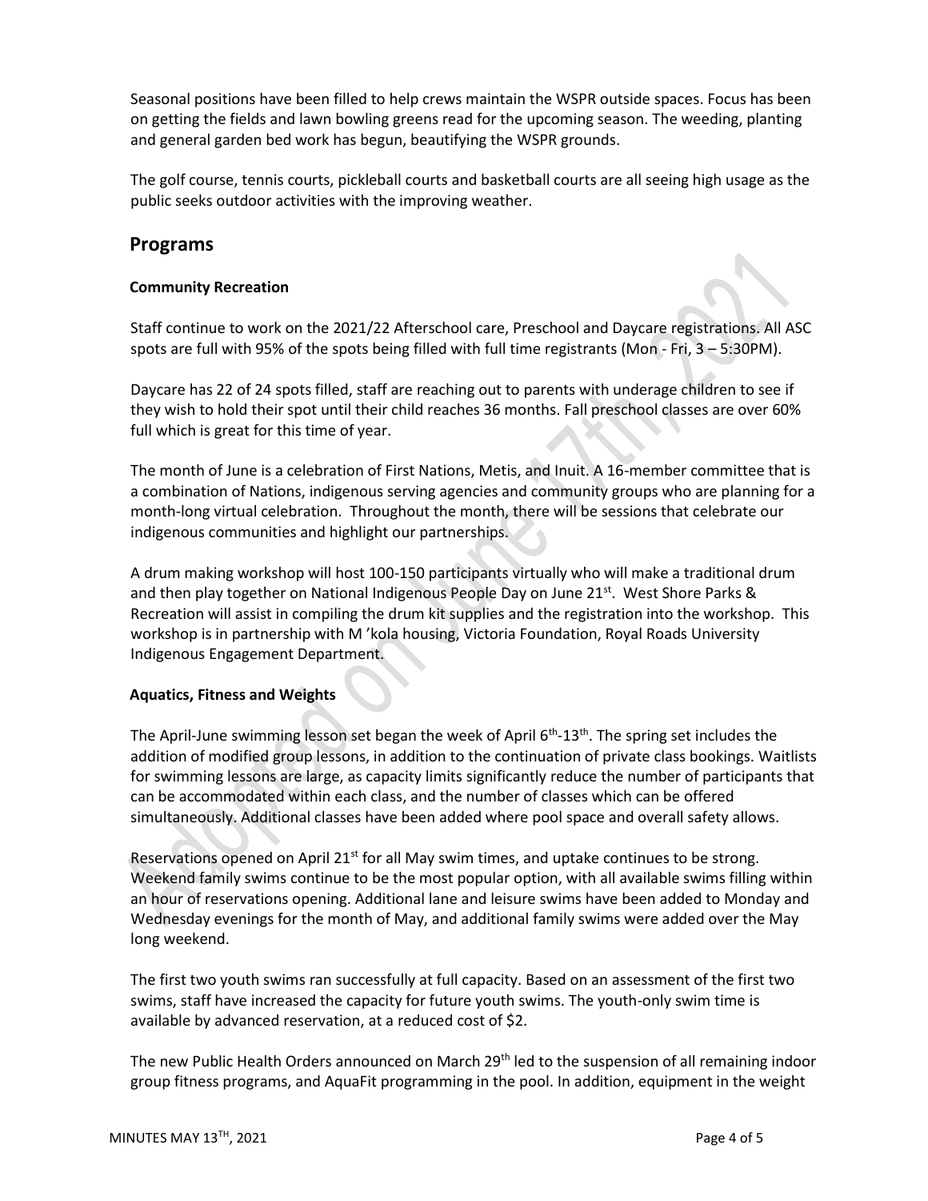Seasonal positions have been filled to help crews maintain the WSPR outside spaces. Focus has been on getting the fields and lawn bowling greens read for the upcoming season. The weeding, planting and general garden bed work has begun, beautifying the WSPR grounds.

The golf course, tennis courts, pickleball courts and basketball courts are all seeing high usage as the public seeks outdoor activities with the improving weather.

## Programs

### Community Recreation

Staff continue to work on the 2021/22 Afterschool care, Preschool and Daycare registrations. All ASC spots are full with 95% of the spots being filled with full time registrants (Mon - Fri, 3 – 5:30PM).

Daycare has 22 of 24 spots filled, staff are reaching out to parents with underage children to see if they wish to hold their spot until their child reaches 36 months. Fall preschool classes are over 60% full which is great for this time of year.

The month of June is a celebration of First Nations, Metis, and Inuit. A 16-member committee that is a combination of Nations, indigenous serving agencies and community groups who are planning for a month-long virtual celebration. Throughout the month, there will be sessions that celebrate our indigenous communities and highlight our partnerships.

A drum making workshop will host 100-150 participants virtually who will make a traditional drum and then play together on National Indigenous People Day on June 21st. West Shore Parks & Recreation will assist in compiling the drum kit supplies and the registration into the workshop. This workshop is in partnership with M 'kola housing, Victoria Foundation, Royal Roads University Indigenous Engagement Department.

### Aquatics, Fitness and Weights

The April-June swimming lesson set began the week of April 6th-13th. The spring set includes the addition of modified group lessons, in addition to the continuation of private class bookings. Waitlists for swimming lessons are large, as capacity limits significantly reduce the number of participants that can be accommodated within each class, and the number of classes which can be offered simultaneously. Additional classes have been added where pool space and overall safety allows.

Reservations opened on April 21st for all May swim times, and uptake continues to be strong. Weekend family swims continue to be the most popular option, with all available swims filling within an hour of reservations opening. Additional lane and leisure swims have been added to Monday and Wednesday evenings for the month of May, and additional family swims were added over the May long weekend.

The first two youth swims ran successfully at full capacity. Based on an assessment of the first two swims, staff have increased the capacity for future youth swims. The youth-only swim time is available by advanced reservation, at a reduced cost of $2.

The new Public Health Orders announced on March 29th led to the suspension of all remaining indoor group fitness programs, and AquaFit programming in the pool. In addition, equipment in the weight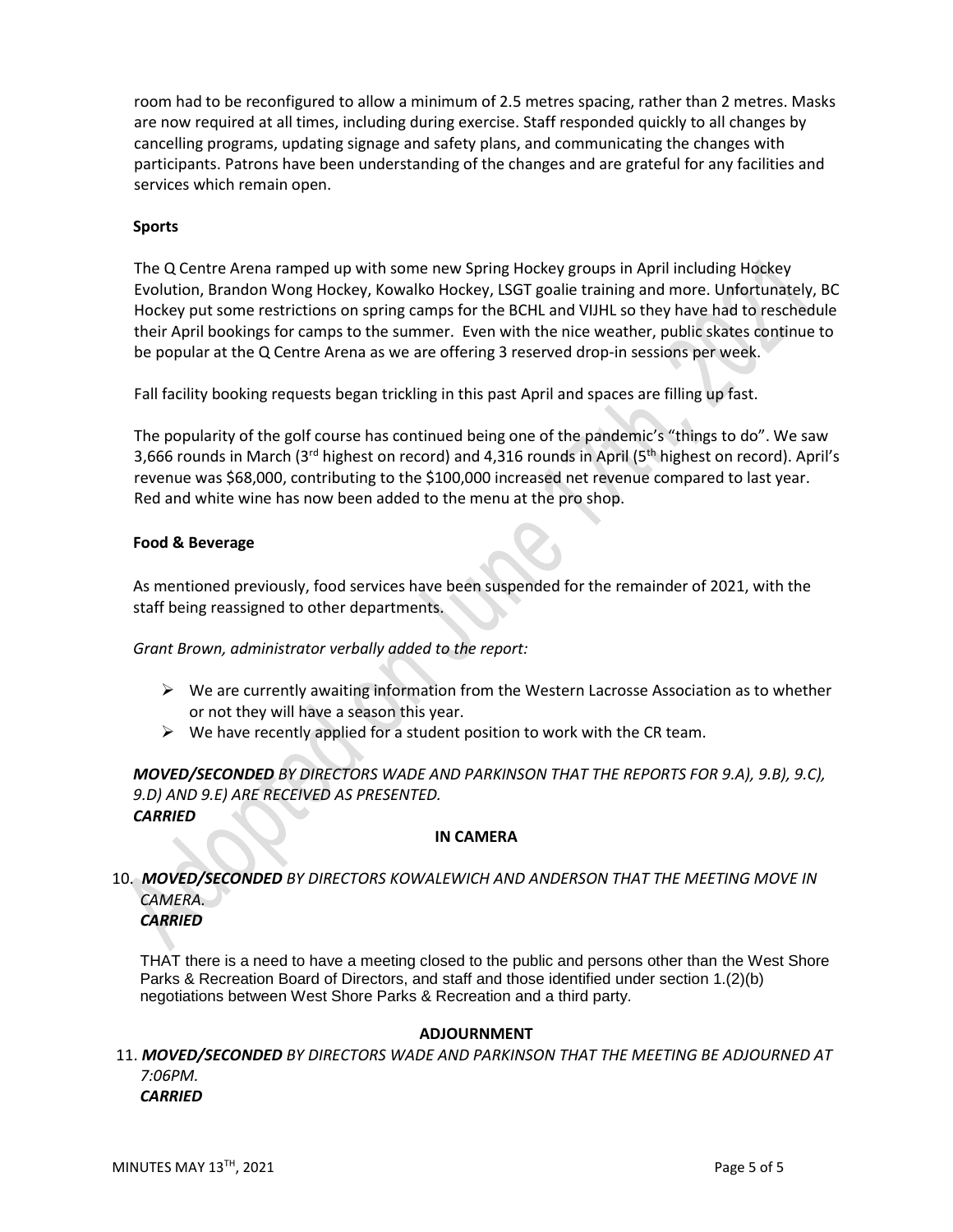room had to be reconfigured to allow a minimum of 2.5 metres spacing, rather than 2 metres. Masks are now required at all times, including during exercise. Staff responded quickly to all changes by cancelling programs, updating signage and safety plans, and communicating the changes with participants. Patrons have been understanding of the changes and are grateful for any facilities and services which remain open.

**Sports**

The Q Centre Arena ramped up with some new Spring Hockey groups in April including Hockey Evolution, Brandon Wong Hockey, Kowalko Hockey, LSGT goalie training and more. Unfortunately, BC Hockey put some restrictions on spring camps for the BCHL and VIJHL so they have had to reschedule their April bookings for camps to the summer. Even with the nice weather, public skates continue to be popular at the Q Centre Arena as we are offering 3 reserved drop-in sessions per week.

Fall facility booking requests began trickling in this past April and spaces are filling up fast.

The popularity of the golf course has continued being one of the pandemic's "things to do". We saw 3,666 rounds in March (3rd highest on record) and 4,316 rounds in April (5th highest on record). April's revenue was $68,000, contributing to the $100,000 increased net revenue compared to last year. Red and white wine has now been added to the menu at the pro shop.

**Food & Beverage**

As mentioned previously, food services have been suspended for the remainder of 2021, with the staff being reassigned to other departments.

*Grant Brown, administrator verbally added to the report:*

- We are currently awaiting information from the Western Lacrosse Association as to whether or not they will have a season this year.
- We have recently applied for a student position to work with the CR team.

***MOVED/SECONDED** BY DIRECTORS WADE AND PARKINSON THAT THE REPORTS FOR 9.A), 9.B), 9.C), 9.D) AND 9.E) ARE RECEIVED AS PRESENTED.*
***CARRIED***

**IN CAMERA**

10. ***MOVED/SECONDED** BY DIRECTORS KOWALEWICH AND ANDERSON THAT THE MEETING MOVE IN CAMERA.*
***CARRIED***

THAT there is a need to have a meeting closed to the public and persons other than the West Shore Parks & Recreation Board of Directors, and staff and those identified under section 1.(2)(b) negotiations between West Shore Parks & Recreation and a third party.

**ADJOURNMENT**

11. ***MOVED/SECONDED** BY DIRECTORS WADE AND PARKINSON THAT THE MEETING BE ADJOURNED AT 7:06PM.*
***CARRIED***